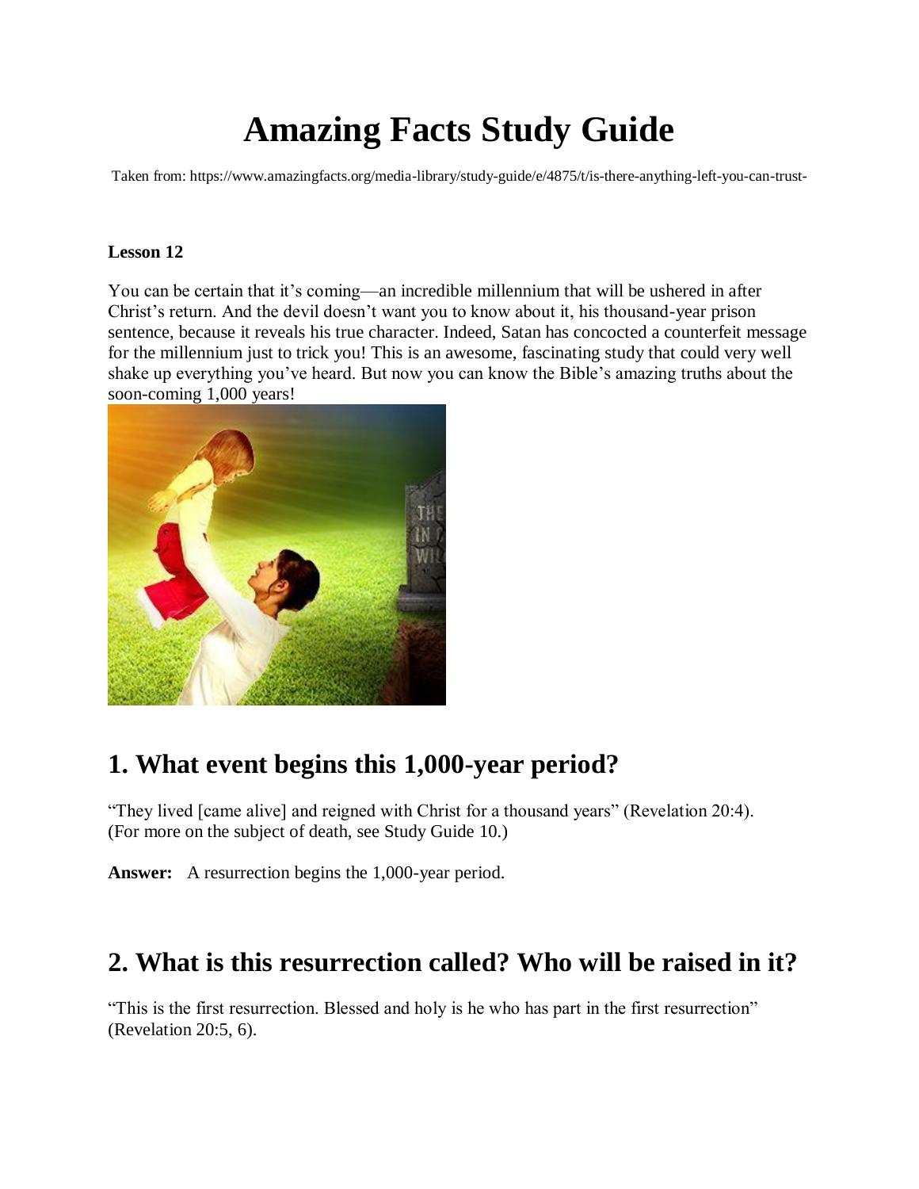# Amazing Facts Study Guide

Taken from: https://www.amazingfacts.org/media-library/study-guide/e/4875/t/is-there-anything-left-you-can-trust-

**Lesson 12**

You can be certain that it's coming—an incredible millennium that will be ushered in after Christ's return. And the devil doesn't want you to know about it, his thousand-year prison sentence, because it reveals his true character. Indeed, Satan has concocted a counterfeit message for the millennium just to trick you! This is an awesome, fascinating study that could very well shake up everything you've heard. But now you can know the Bible's amazing truths about the soon-coming 1,000 years!

## 1. What event begins this 1,000-year period?

"They lived [came alive] and reigned with Christ for a thousand years" (Revelation 20:4). (For more on the subject of death, see Study Guide 10.)

**Answer:** A resurrection begins the 1,000-year period.

## 2. What is this resurrection called? Who will be raised in it?

"This is the first resurrection. Blessed and holy is he who has part in the first resurrection" (Revelation 20:5, 6).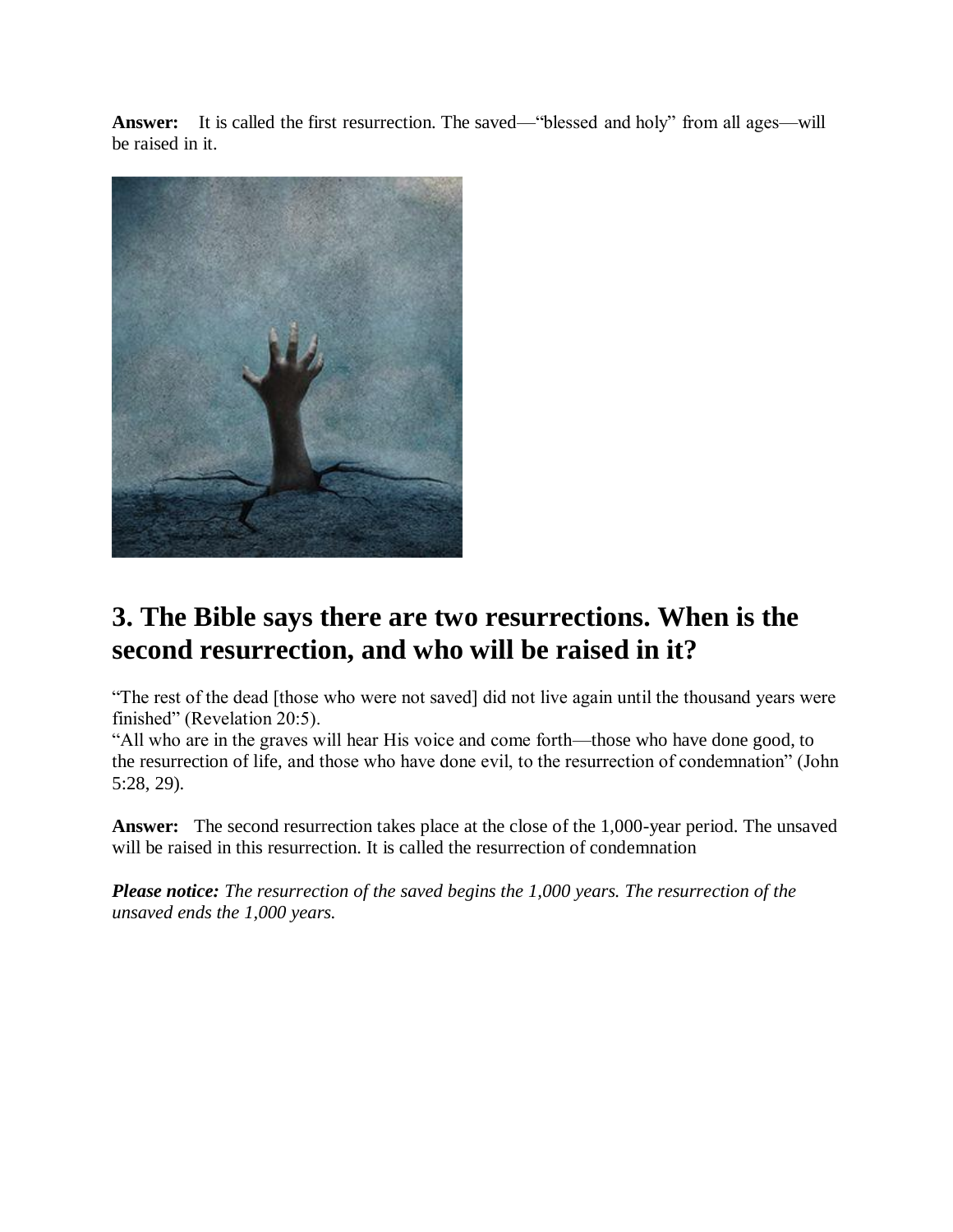**Answer:** It is called the first resurrection. The saved—"blessed and holy" from all ages—will be raised in it.

## 3. The Bible says there are two resurrections. When is the second resurrection, and who will be raised in it?

"The rest of the dead [those who were not saved] did not live again until the thousand years were finished" (Revelation 20:5).
"All who are in the graves will hear His voice and come forth—those who have done good, to the resurrection of life, and those who have done evil, to the resurrection of condemnation" (John 5:28, 29).

**Answer:** The second resurrection takes place at the close of the 1,000-year period. The unsaved will be raised in this resurrection. It is called the resurrection of condemnation

***Please notice:*** *The resurrection of the saved begins the 1,000 years. The resurrection of the unsaved ends the 1,000 years.*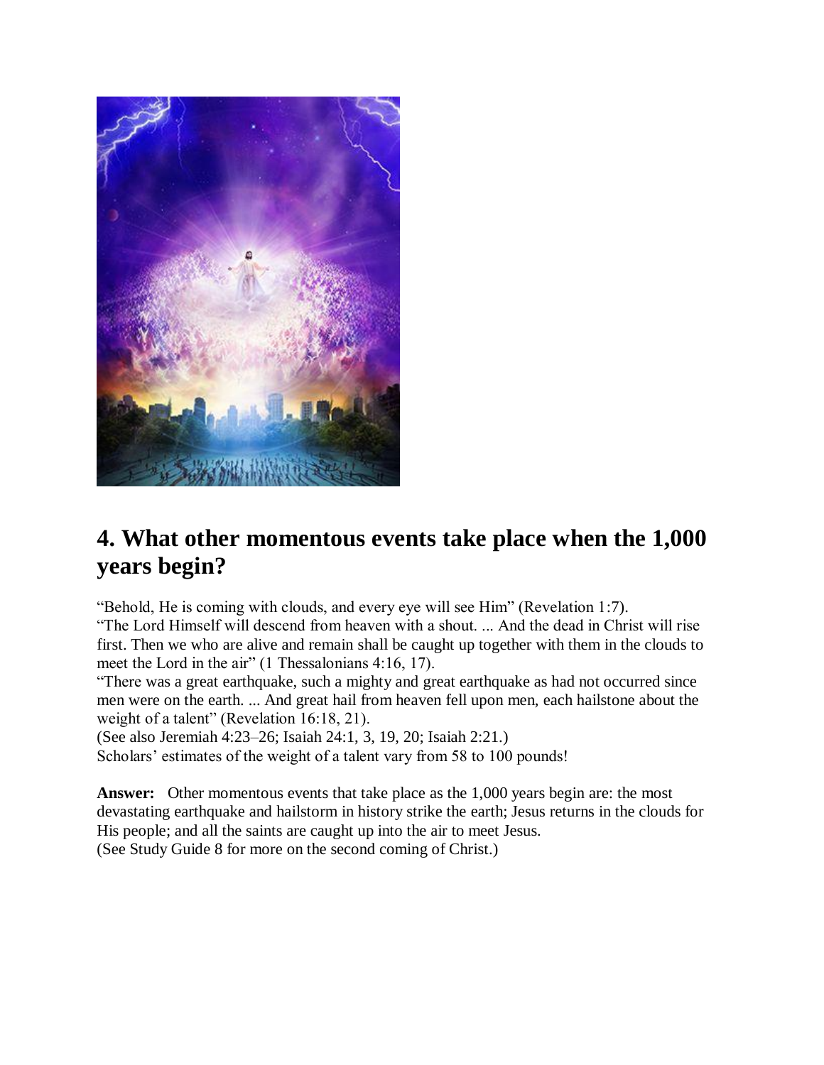## 4. What other momentous events take place when the 1,000 years begin?

"Behold, He is coming with clouds, and every eye will see Him" (Revelation 1:7).
"The Lord Himself will descend from heaven with a shout. ... And the dead in Christ will rise first. Then we who are alive and remain shall be caught up together with them in the clouds to meet the Lord in the air" (1 Thessalonians 4:16, 17).
"There was a great earthquake, such a mighty and great earthquake as had not occurred since men were on the earth. ... And great hail from heaven fell upon men, each hailstone about the weight of a talent" (Revelation 16:18, 21).
(See also Jeremiah 4:23–26; Isaiah 24:1, 3, 19, 20; Isaiah 2:21.)
Scholars' estimates of the weight of a talent vary from 58 to 100 pounds!

**Answer:** Other momentous events that take place as the 1,000 years begin are: the most devastating earthquake and hailstorm in history strike the earth; Jesus returns in the clouds for His people; and all the saints are caught up into the air to meet Jesus.
(See Study Guide 8 for more on the second coming of Christ.)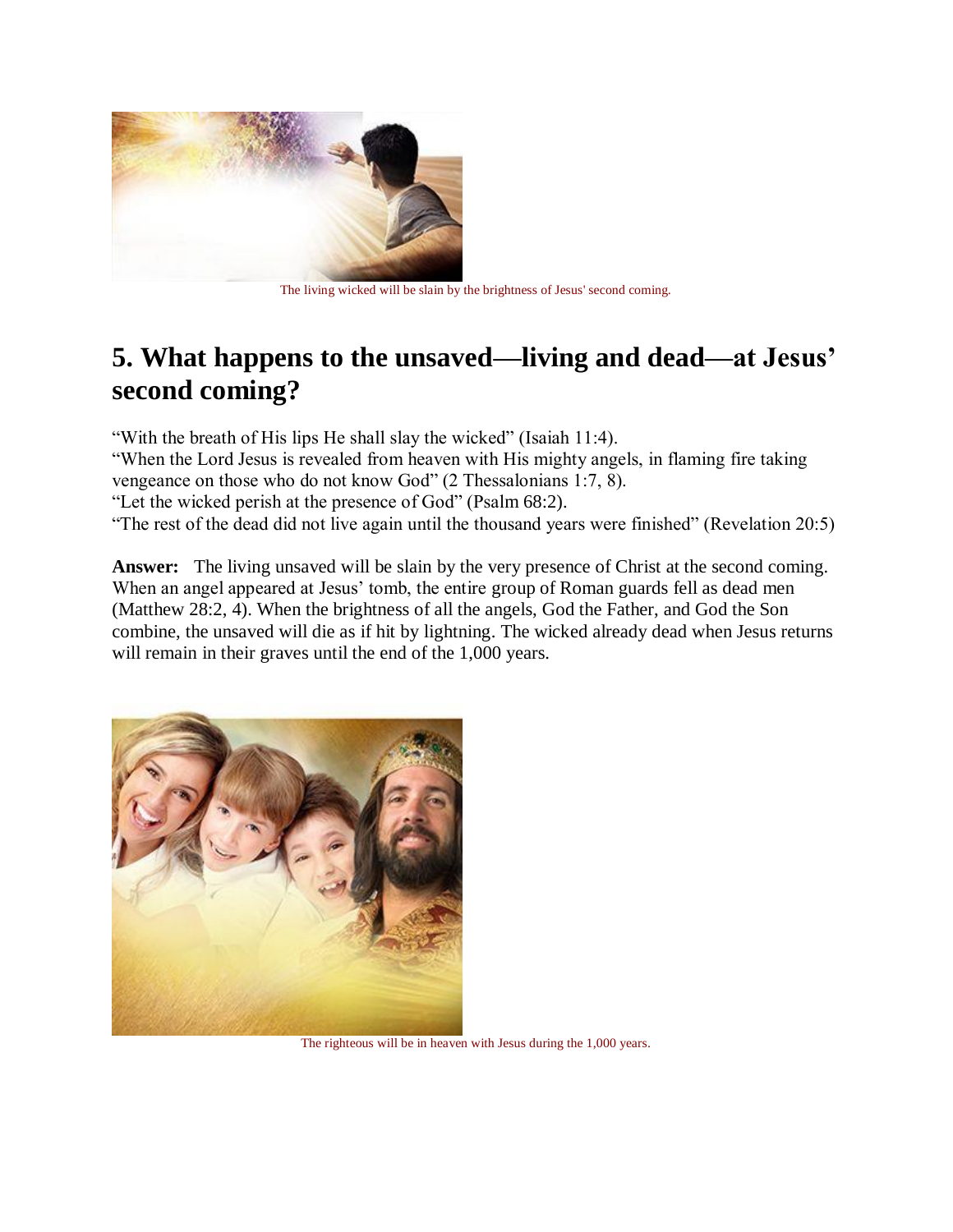The living wicked will be slain by the brightness of Jesus' second coming.

## 5. What happens to the unsaved—living and dead—at Jesus' second coming?

"With the breath of His lips He shall slay the wicked" (Isaiah 11:4).
"When the Lord Jesus is revealed from heaven with His mighty angels, in flaming fire taking vengeance on those who do not know God" (2 Thessalonians 1:7, 8).
"Let the wicked perish at the presence of God" (Psalm 68:2).
"The rest of the dead did not live again until the thousand years were finished" (Revelation 20:5)

**Answer:** The living unsaved will be slain by the very presence of Christ at the second coming. When an angel appeared at Jesus' tomb, the entire group of Roman guards fell as dead men (Matthew 28:2, 4). When the brightness of all the angels, God the Father, and God the Son combine, the unsaved will die as if hit by lightning. The wicked already dead when Jesus returns will remain in their graves until the end of the 1,000 years.

The righteous will be in heaven with Jesus during the 1,000 years.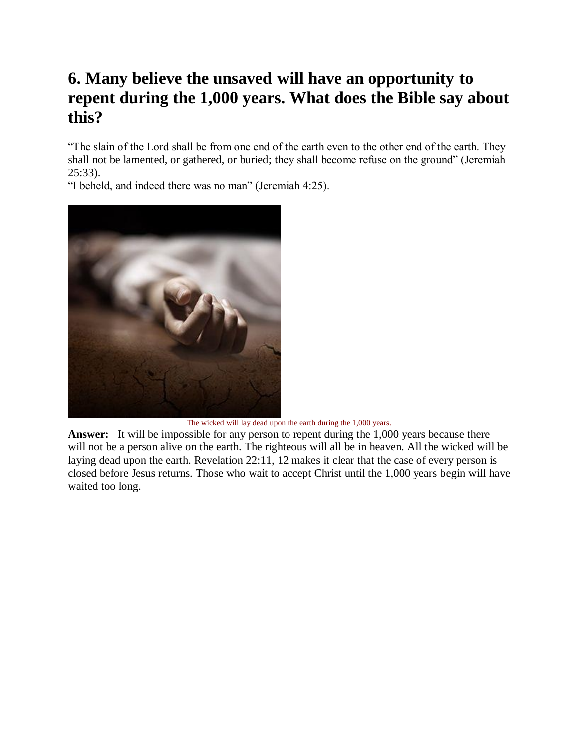## 6. Many believe the unsaved will have an opportunity to repent during the 1,000 years. What does the Bible say about this?

"The slain of the Lord shall be from one end of the earth even to the other end of the earth. They shall not be lamented, or gathered, or buried; they shall become refuse on the ground" (Jeremiah 25:33).

"I beheld, and indeed there was no man" (Jeremiah 4:25).

The wicked will lay dead upon the earth during the 1,000 years.

**Answer:** It will be impossible for any person to repent during the 1,000 years because there will not be a person alive on the earth. The righteous will all be in heaven. All the wicked will be laying dead upon the earth. Revelation 22:11, 12 makes it clear that the case of every person is closed before Jesus returns. Those who wait to accept Christ until the 1,000 years begin will have waited too long.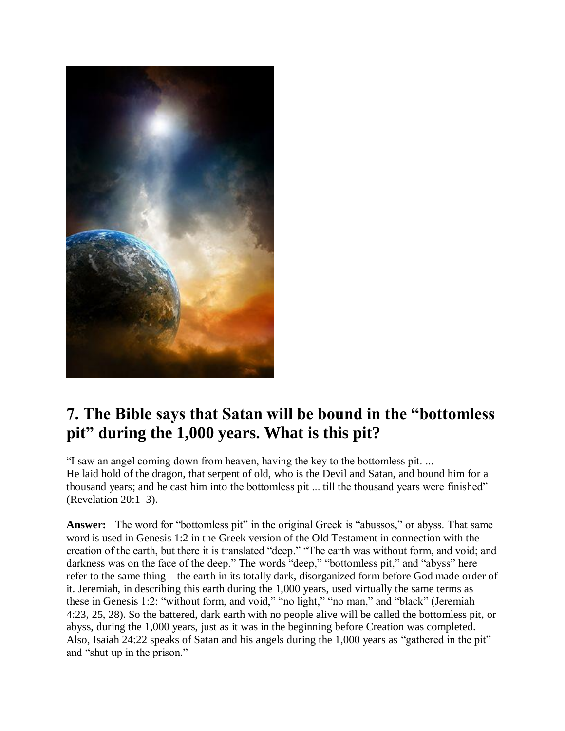## 7. The Bible says that Satan will be bound in the "bottomless pit" during the 1,000 years. What is this pit?

"I saw an angel coming down from heaven, having the key to the bottomless pit. ...
He laid hold of the dragon, that serpent of old, who is the Devil and Satan, and bound him for a thousand years; and he cast him into the bottomless pit ... till the thousand years were finished" (Revelation 20:1–3).

**Answer:** The word for "bottomless pit" in the original Greek is "abussos," or abyss. That same word is used in Genesis 1:2 in the Greek version of the Old Testament in connection with the creation of the earth, but there it is translated "deep." "The earth was without form, and void; and darkness was on the face of the deep." The words "deep," "bottomless pit," and "abyss" here refer to the same thing—the earth in its totally dark, disorganized form before God made order of it. Jeremiah, in describing this earth during the 1,000 years, used virtually the same terms as these in Genesis 1:2: "without form, and void," "no light," "no man," and "black" (Jeremiah 4:23, 25, 28). So the battered, dark earth with no people alive will be called the bottomless pit, or abyss, during the 1,000 years, just as it was in the beginning before Creation was completed. Also, Isaiah 24:22 speaks of Satan and his angels during the 1,000 years as "gathered in the pit" and "shut up in the prison."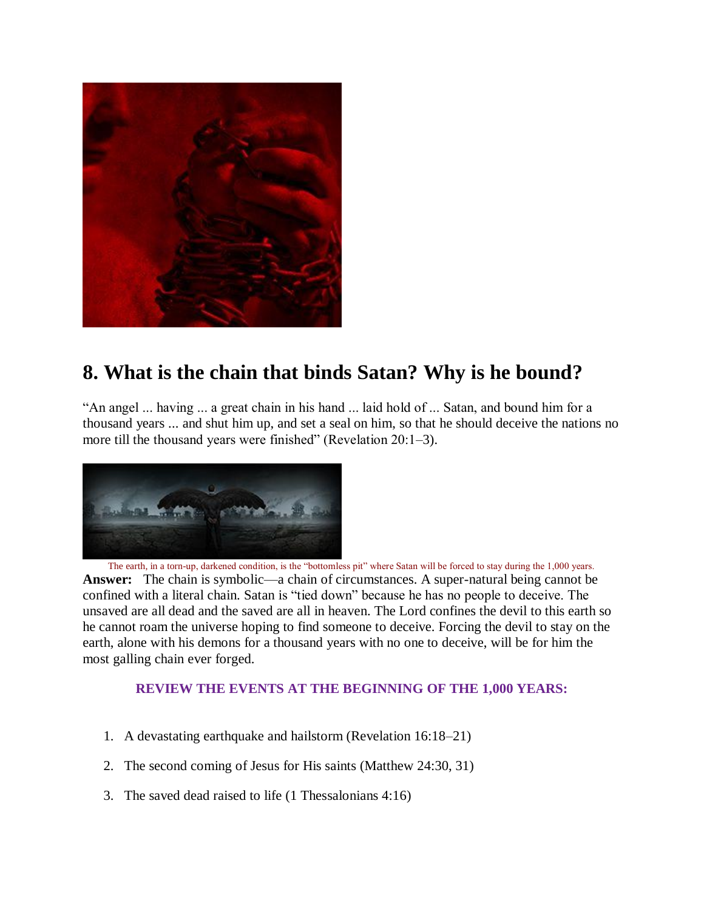## 8. What is the chain that binds Satan? Why is he bound?

"An angel ... having ... a great chain in his hand ... laid hold of ... Satan, and bound him for a thousand years ... and shut him up, and set a seal on him, so that he should deceive the nations no more till the thousand years were finished" (Revelation 20:1–3).

The earth, in a torn-up, darkened condition, is the "bottomless pit" where Satan will be forced to stay during the 1,000 years.

**Answer:** The chain is symbolic—a chain of circumstances. A super-natural being cannot be confined with a literal chain. Satan is "tied down" because he has no people to deceive. The unsaved are all dead and the saved are all in heaven. The Lord confines the devil to this earth so he cannot roam the universe hoping to find someone to deceive. Forcing the devil to stay on the earth, alone with his demons for a thousand years with no one to deceive, will be for him the most galling chain ever forged.

**REVIEW THE EVENTS AT THE BEGINNING OF THE 1,000 YEARS:**

1. A devastating earthquake and hailstorm (Revelation 16:18–21)
2. The second coming of Jesus for His saints (Matthew 24:30, 31)
3. The saved dead raised to life (1 Thessalonians 4:16)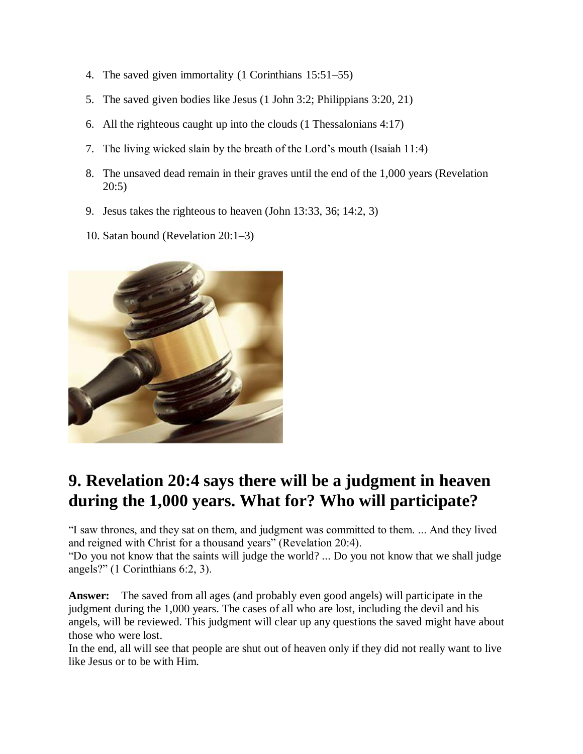4. The saved given immortality (1 Corinthians 15:51–55)
5. The saved given bodies like Jesus (1 John 3:2; Philippians 3:20, 21)
6. All the righteous caught up into the clouds (1 Thessalonians 4:17)
7. The living wicked slain by the breath of the Lord's mouth (Isaiah 11:4)
8. The unsaved dead remain in their graves until the end of the 1,000 years (Revelation 20:5)
9. Jesus takes the righteous to heaven (John 13:33, 36; 14:2, 3)
10. Satan bound (Revelation 20:1–3)

## 9. Revelation 20:4 says there will be a judgment in heaven during the 1,000 years. What for? Who will participate?

"I saw thrones, and they sat on them, and judgment was committed to them. ... And they lived and reigned with Christ for a thousand years" (Revelation 20:4).
"Do you not know that the saints will judge the world? ... Do you not know that we shall judge angels?" (1 Corinthians 6:2, 3).

**Answer:** The saved from all ages (and probably even good angels) will participate in the judgment during the 1,000 years. The cases of all who are lost, including the devil and his angels, will be reviewed. This judgment will clear up any questions the saved might have about those who were lost.
In the end, all will see that people are shut out of heaven only if they did not really want to live like Jesus or to be with Him.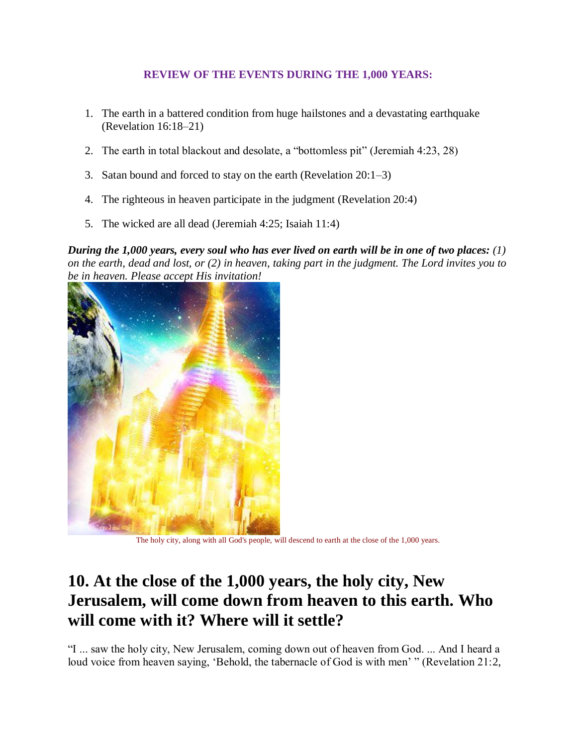### REVIEW OF THE EVENTS DURING THE 1,000 YEARS:

1. The earth in a battered condition from huge hailstones and a devastating earthquake (Revelation 16:18–21)
2. The earth in total blackout and desolate, a "bottomless pit" (Jeremiah 4:23, 28)
3. Satan bound and forced to stay on the earth (Revelation 20:1–3)
4. The righteous in heaven participate in the judgment (Revelation 20:4)
5. The wicked are all dead (Jeremiah 4:25; Isaiah 11:4)

***During the 1,000 years, every soul who has ever lived on earth will be in one of two places:*** *(1) on the earth, dead and lost, or (2) in heaven, taking part in the judgment. The Lord invites you to be in heaven. Please accept His invitation!*

The holy city, along with all God's people, will descend to earth at the close of the 1,000 years.

# 10. At the close of the 1,000 years, the holy city, New Jerusalem, will come down from heaven to this earth. Who will come with it? Where will it settle?

"I ... saw the holy city, New Jerusalem, coming down out of heaven from God. ... And I heard a loud voice from heaven saying, 'Behold, the tabernacle of God is with men' " (Revelation 21:2,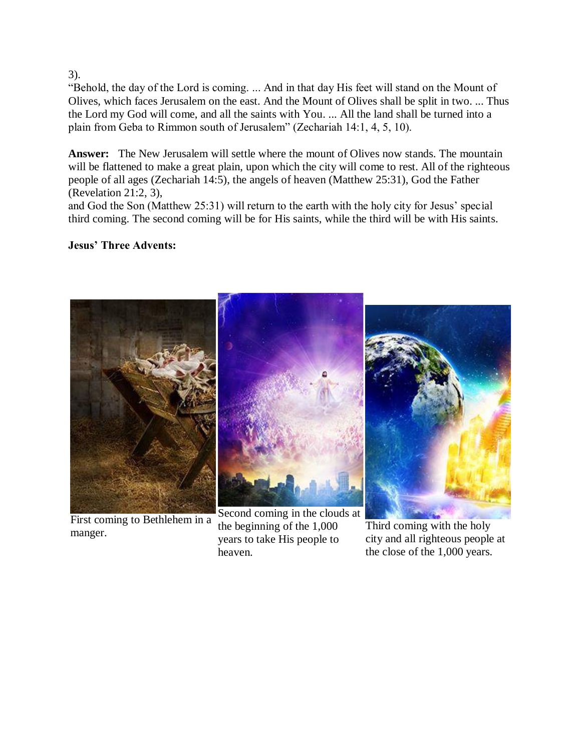3).

"Behold, the day of the Lord is coming. ... And in that day His feet will stand on the Mount of Olives, which faces Jerusalem on the east. And the Mount of Olives shall be split in two. ... Thus the Lord my God will come, and all the saints with You. ... All the land shall be turned into a plain from Geba to Rimmon south of Jerusalem" (Zechariah 14:1, 4, 5, 10).

**Answer:** The New Jerusalem will settle where the mount of Olives now stands. The mountain will be flattened to make a great plain, upon which the city will come to rest. All of the righteous people of all ages (Zechariah 14:5), the angels of heaven (Matthew 25:31), God the Father (Revelation 21:2, 3), and God the Son (Matthew 25:31) will return to the earth with the holy city for Jesus' special third coming. The second coming will be for His saints, while the third will be with His saints.

**Jesus' Three Advents:**

First coming to Bethlehem in a manger.

Second coming in the clouds at the beginning of the 1,000 years to take His people to heaven.

Third coming with the holy city and all righteous people at the close of the 1,000 years.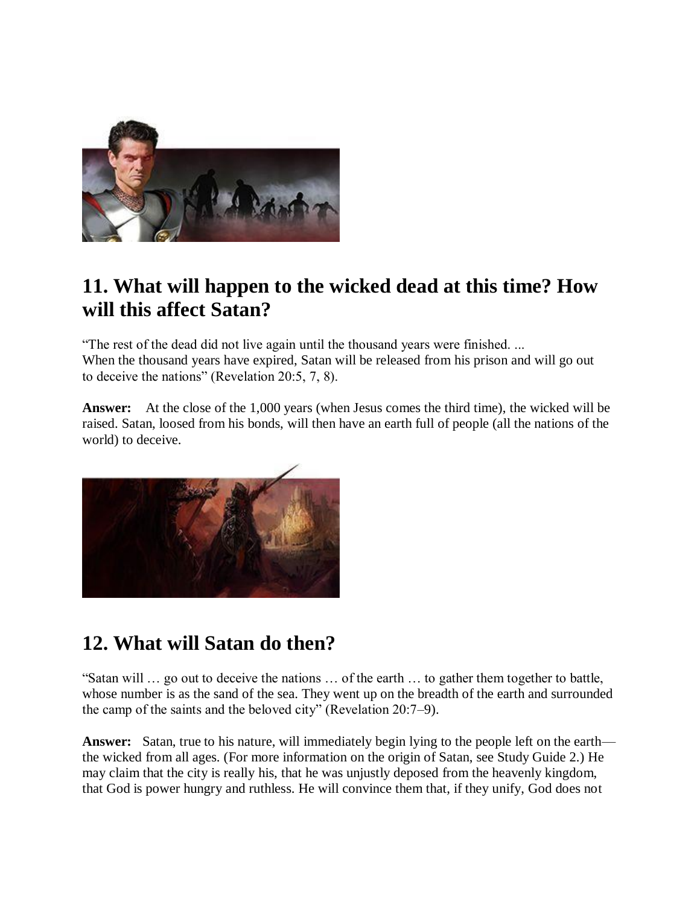## 11. What will happen to the wicked dead at this time? How will this affect Satan?

"The rest of the dead did not live again until the thousand years were finished. ...
When the thousand years have expired, Satan will be released from his prison and will go out to deceive the nations" (Revelation 20:5, 7, 8).

**Answer:** At the close of the 1,000 years (when Jesus comes the third time), the wicked will be raised. Satan, loosed from his bonds, will then have an earth full of people (all the nations of the world) to deceive.

## 12. What will Satan do then?

"Satan will … go out to deceive the nations … of the earth … to gather them together to battle, whose number is as the sand of the sea. They went up on the breadth of the earth and surrounded the camp of the saints and the beloved city" (Revelation 20:7–9).

**Answer:** Satan, true to his nature, will immediately begin lying to the people left on the earth—the wicked from all ages. (For more information on the origin of Satan, see Study Guide 2.) He may claim that the city is really his, that he was unjustly deposed from the heavenly kingdom, that God is power hungry and ruthless. He will convince them that, if they unify, God does not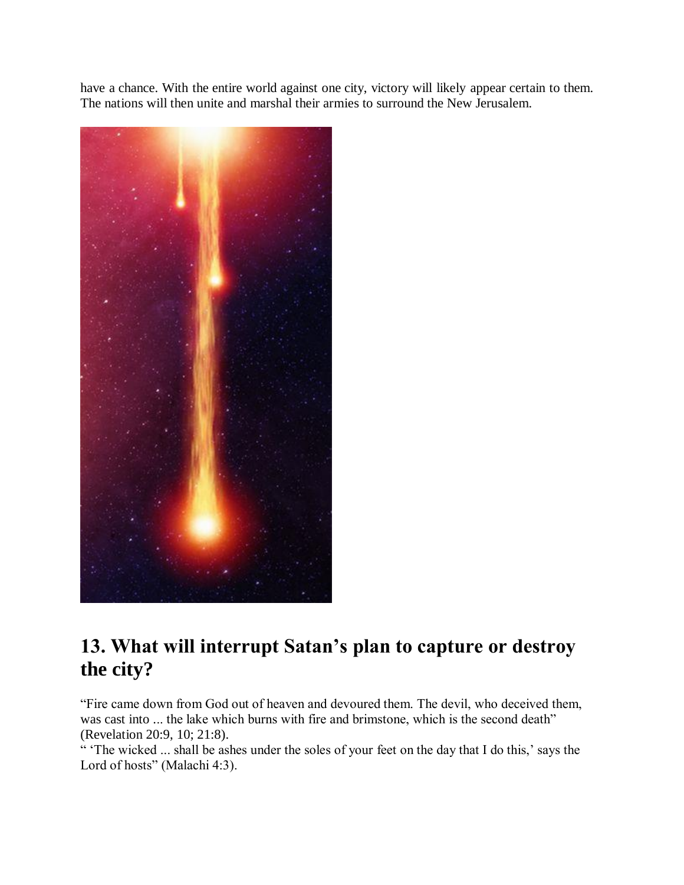have a chance. With the entire world against one city, victory will likely appear certain to them. The nations will then unite and marshal their armies to surround the New Jerusalem.

## 13. What will interrupt Satan's plan to capture or destroy the city?

"Fire came down from God out of heaven and devoured them. The devil, who deceived them, was cast into ... the lake which burns with fire and brimstone, which is the second death" (Revelation 20:9, 10; 21:8).

" 'The wicked ... shall be ashes under the soles of your feet on the day that I do this,' says the Lord of hosts" (Malachi 4:3).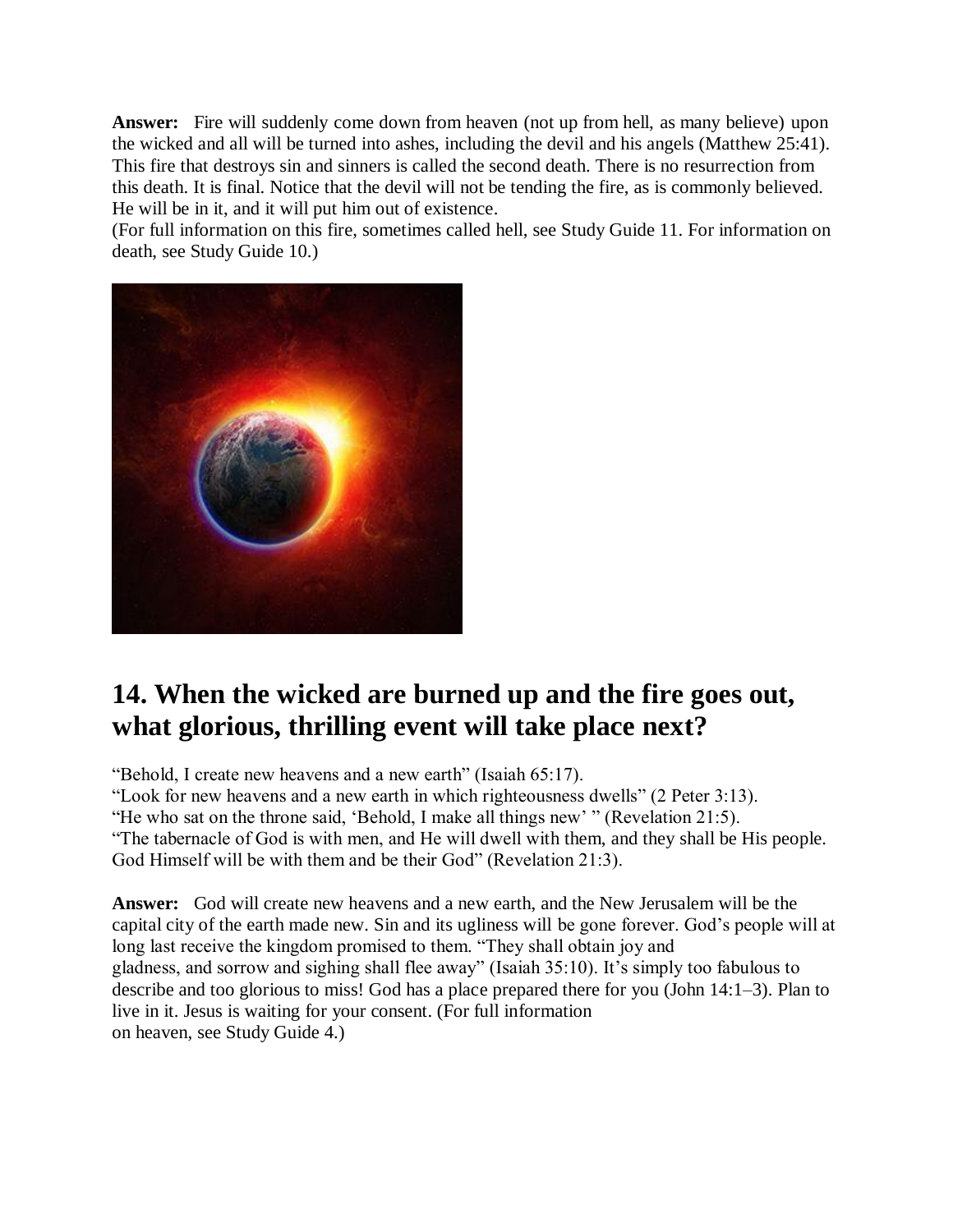**Answer:** Fire will suddenly come down from heaven (not up from hell, as many believe) upon the wicked and all will be turned into ashes, including the devil and his angels (Matthew 25:41). This fire that destroys sin and sinners is called the second death. There is no resurrection from this death. It is final. Notice that the devil will not be tending the fire, as is commonly believed. He will be in it, and it will put him out of existence.

(For full information on this fire, sometimes called hell, see Study Guide 11. For information on death, see Study Guide 10.)

## 14. When the wicked are burned up and the fire goes out, what glorious, thrilling event will take place next?

"Behold, I create new heavens and a new earth" (Isaiah 65:17).
"Look for new heavens and a new earth in which righteousness dwells" (2 Peter 3:13).
"He who sat on the throne said, 'Behold, I make all things new' " (Revelation 21:5).
"The tabernacle of God is with men, and He will dwell with them, and they shall be His people. God Himself will be with them and be their God" (Revelation 21:3).

**Answer:** God will create new heavens and a new earth, and the New Jerusalem will be the capital city of the earth made new. Sin and its ugliness will be gone forever. God's people will at long last receive the kingdom promised to them. "They shall obtain joy and gladness, and sorrow and sighing shall flee away" (Isaiah 35:10). It's simply too fabulous to describe and too glorious to miss! God has a place prepared there for you (John 14:1–3). Plan to live in it. Jesus is waiting for your consent. (For full information on heaven, see Study Guide 4.)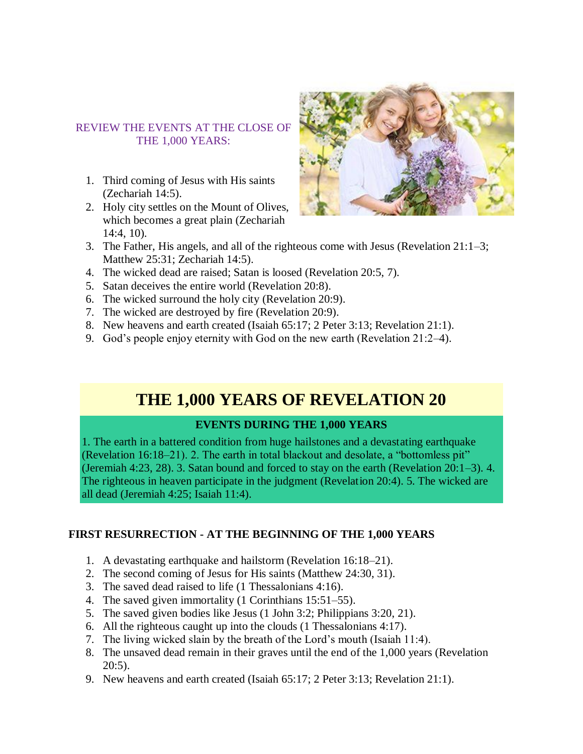REVIEW THE EVENTS AT THE CLOSE OF THE 1,000 YEARS:

1. Third coming of Jesus with His saints (Zechariah 14:5).
2. Holy city settles on the Mount of Olives, which becomes a great plain (Zechariah 14:4, 10).
3. The Father, His angels, and all of the righteous come with Jesus (Revelation 21:1–3; Matthew 25:31; Zechariah 14:5).
4. The wicked dead are raised; Satan is loosed (Revelation 20:5, 7).
5. Satan deceives the entire world (Revelation 20:8).
6. The wicked surround the holy city (Revelation 20:9).
7. The wicked are destroyed by fire (Revelation 20:9).
8. New heavens and earth created (Isaiah 65:17; 2 Peter 3:13; Revelation 21:1).
9. God's people enjoy eternity with God on the new earth (Revelation 21:2–4).

# THE 1,000 YEARS OF REVELATION 20

**EVENTS DURING THE 1,000 YEARS**

1. The earth in a battered condition from huge hailstones and a devastating earthquake (Revelation 16:18–21). 2. The earth in total blackout and desolate, a "bottomless pit" (Jeremiah 4:23, 28). 3. Satan bound and forced to stay on the earth (Revelation 20:1–3). 4. The righteous in heaven participate in the judgment (Revelation 20:4). 5. The wicked are all dead (Jeremiah 4:25; Isaiah 11:4).

**FIRST RESURRECTION - AT THE BEGINNING OF THE 1,000 YEARS**

1. A devastating earthquake and hailstorm (Revelation 16:18–21).
2. The second coming of Jesus for His saints (Matthew 24:30, 31).
3. The saved dead raised to life (1 Thessalonians 4:16).
4. The saved given immortality (1 Corinthians 15:51–55).
5. The saved given bodies like Jesus (1 John 3:2; Philippians 3:20, 21).
6. All the righteous caught up into the clouds (1 Thessalonians 4:17).
7. The living wicked slain by the breath of the Lord's mouth (Isaiah 11:4).
8. The unsaved dead remain in their graves until the end of the 1,000 years (Revelation 20:5).
9. New heavens and earth created (Isaiah 65:17; 2 Peter 3:13; Revelation 21:1).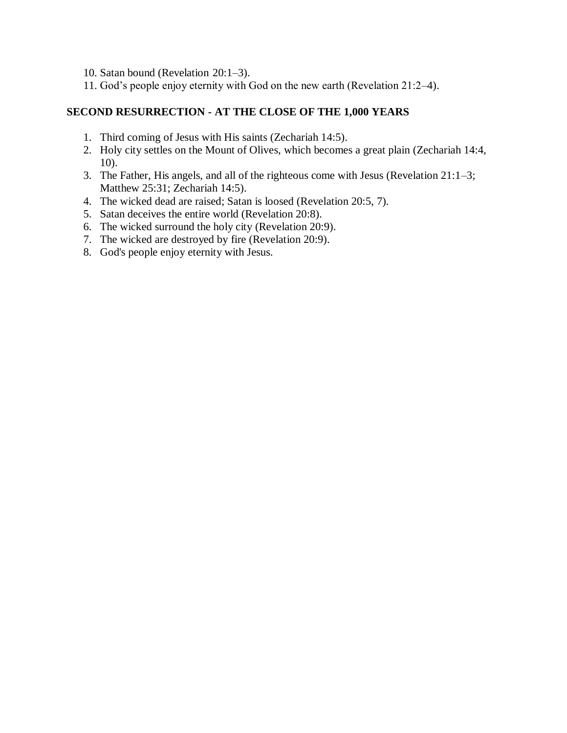10. Satan bound (Revelation 20:1–3).
11. God’s people enjoy eternity with God on the new earth (Revelation 21:2–4).

**SECOND RESURRECTION - AT THE CLOSE OF THE 1,000 YEARS**

1. Third coming of Jesus with His saints (Zechariah 14:5).
2. Holy city settles on the Mount of Olives, which becomes a great plain (Zechariah 14:4, 10).
3. The Father, His angels, and all of the righteous come with Jesus (Revelation 21:1–3; Matthew 25:31; Zechariah 14:5).
4. The wicked dead are raised; Satan is loosed (Revelation 20:5, 7).
5. Satan deceives the entire world (Revelation 20:8).
6. The wicked surround the holy city (Revelation 20:9).
7. The wicked are destroyed by fire (Revelation 20:9).
8. God's people enjoy eternity with Jesus.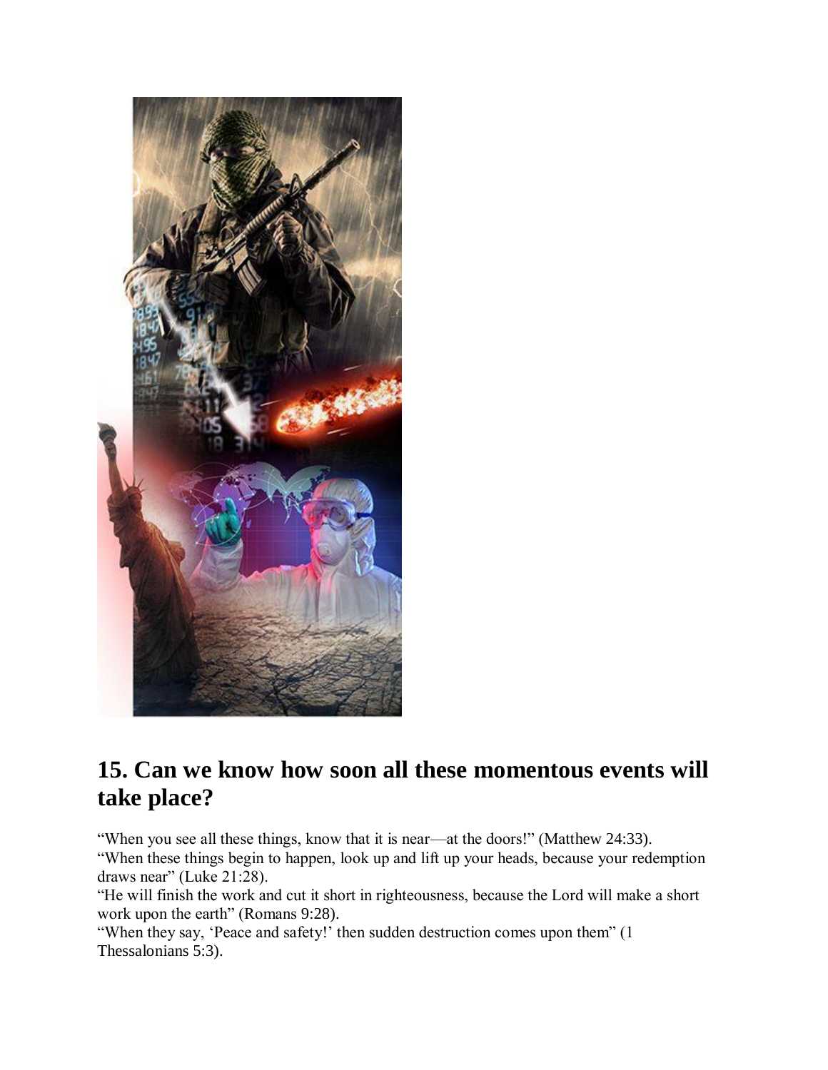## 15. Can we know how soon all these momentous events will take place?

"When you see all these things, know that it is near—at the doors!" (Matthew 24:33).
"When these things begin to happen, look up and lift up your heads, because your redemption draws near" (Luke 21:28).
"He will finish the work and cut it short in righteousness, because the Lord will make a short work upon the earth" (Romans 9:28).
"When they say, 'Peace and safety!' then sudden destruction comes upon them" (1 Thessalonians 5:3).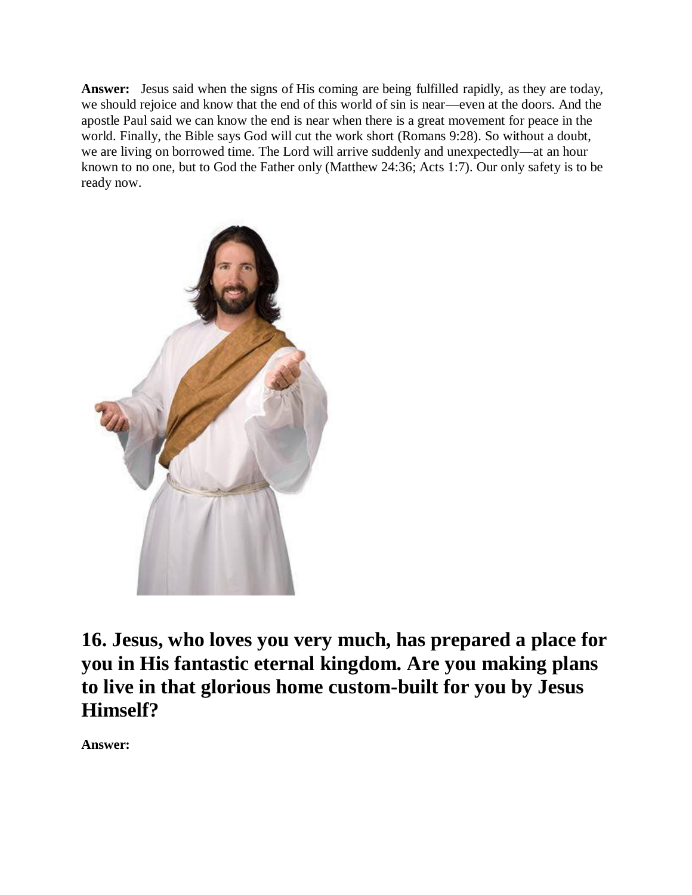**Answer:** Jesus said when the signs of His coming are being fulfilled rapidly, as they are today, we should rejoice and know that the end of this world of sin is near—even at the doors. And the apostle Paul said we can know the end is near when there is a great movement for peace in the world. Finally, the Bible says God will cut the work short (Romans 9:28). So without a doubt, we are living on borrowed time. The Lord will arrive suddenly and unexpectedly—at an hour known to no one, but to God the Father only (Matthew 24:36; Acts 1:7). Our only safety is to be ready now.

## 16. Jesus, who loves you very much, has prepared a place for you in His fantastic eternal kingdom. Are you making plans to live in that glorious home custom-built for you by Jesus Himself?

**Answer:**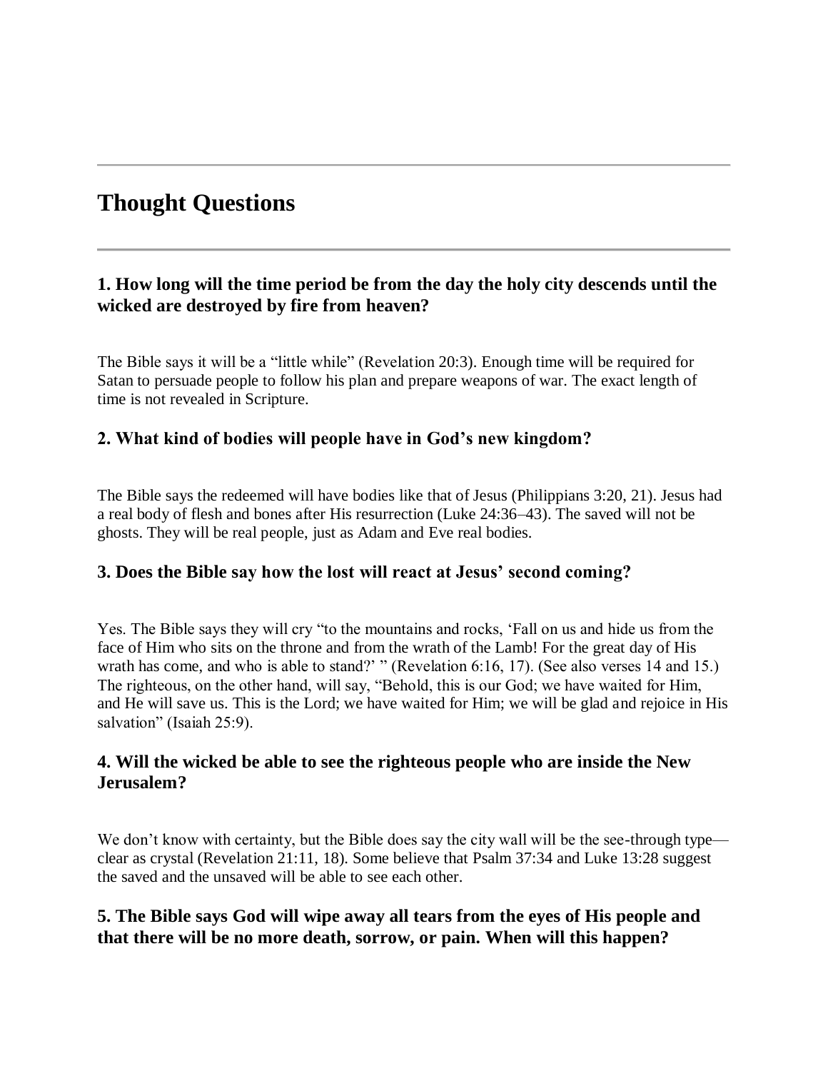## Thought Questions

### 1. How long will the time period be from the day the holy city descends until the wicked are destroyed by fire from heaven?

The Bible says it will be a "little while" (Revelation 20:3). Enough time will be required for Satan to persuade people to follow his plan and prepare weapons of war. The exact length of time is not revealed in Scripture.

### 2. What kind of bodies will people have in God's new kingdom?

The Bible says the redeemed will have bodies like that of Jesus (Philippians 3:20, 21). Jesus had a real body of flesh and bones after His resurrection (Luke 24:36–43). The saved will not be ghosts. They will be real people, just as Adam and Eve real bodies.

### 3. Does the Bible say how the lost will react at Jesus' second coming?

Yes. The Bible says they will cry "to the mountains and rocks, 'Fall on us and hide us from the face of Him who sits on the throne and from the wrath of the Lamb! For the great day of His wrath has come, and who is able to stand?' " (Revelation 6:16, 17). (See also verses 14 and 15.) The righteous, on the other hand, will say, "Behold, this is our God; we have waited for Him, and He will save us. This is the Lord; we have waited for Him; we will be glad and rejoice in His salvation" (Isaiah 25:9).

### 4. Will the wicked be able to see the righteous people who are inside the New Jerusalem?

We don't know with certainty, but the Bible does say the city wall will be the see-through type—clear as crystal (Revelation 21:11, 18). Some believe that Psalm 37:34 and Luke 13:28 suggest the saved and the unsaved will be able to see each other.

### 5. The Bible says God will wipe away all tears from the eyes of His people and that there will be no more death, sorrow, or pain. When will this happen?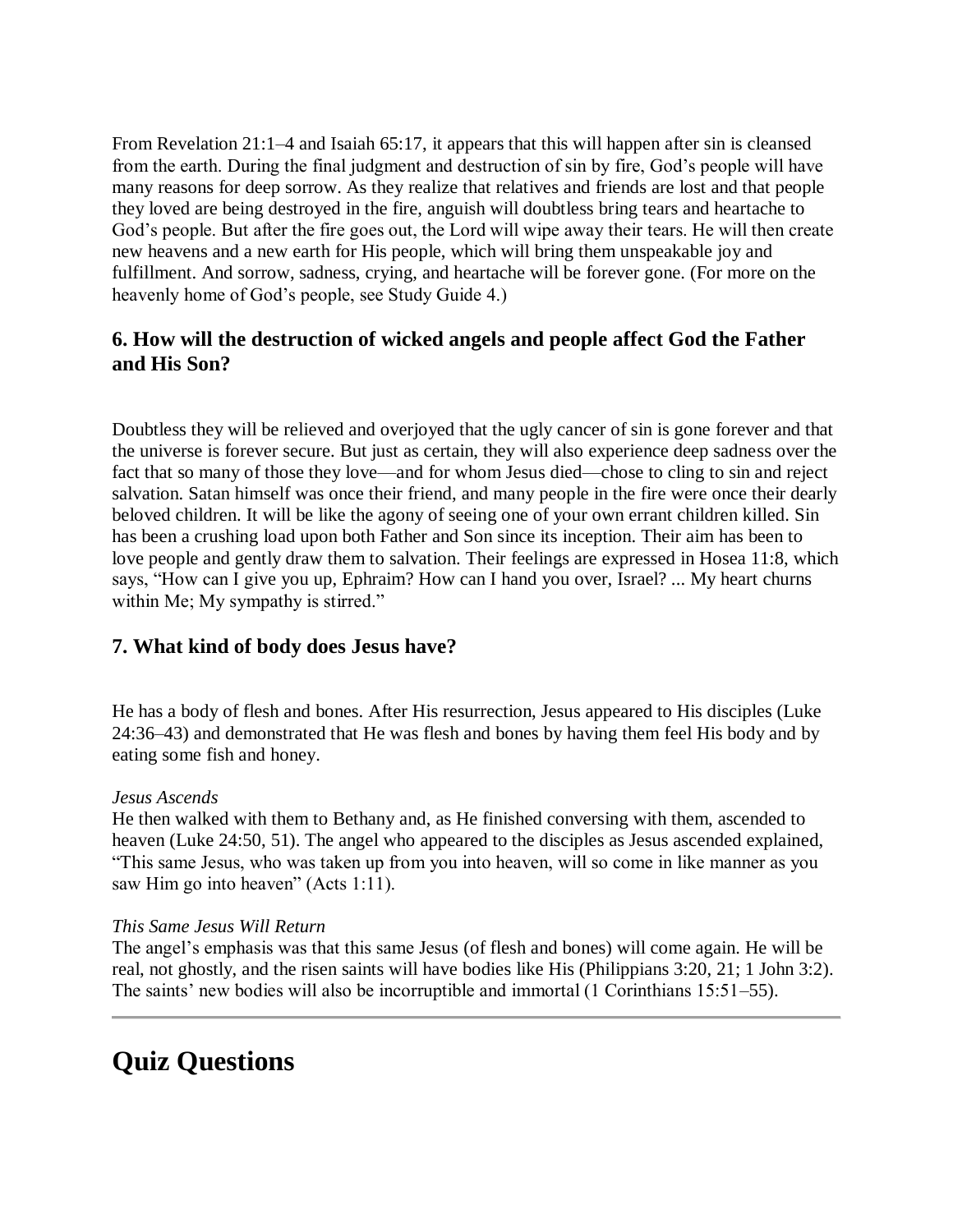From Revelation 21:1–4 and Isaiah 65:17, it appears that this will happen after sin is cleansed from the earth. During the final judgment and destruction of sin by fire, God's people will have many reasons for deep sorrow. As they realize that relatives and friends are lost and that people they loved are being destroyed in the fire, anguish will doubtless bring tears and heartache to God's people. But after the fire goes out, the Lord will wipe away their tears. He will then create new heavens and a new earth for His people, which will bring them unspeakable joy and fulfillment. And sorrow, sadness, crying, and heartache will be forever gone. (For more on the heavenly home of God's people, see Study Guide 4.)

### 6. How will the destruction of wicked angels and people affect God the Father and His Son?

Doubtless they will be relieved and overjoyed that the ugly cancer of sin is gone forever and that the universe is forever secure. But just as certain, they will also experience deep sadness over the fact that so many of those they love—and for whom Jesus died—chose to cling to sin and reject salvation. Satan himself was once their friend, and many people in the fire were once their dearly beloved children. It will be like the agony of seeing one of your own errant children killed. Sin has been a crushing load upon both Father and Son since its inception. Their aim has been to love people and gently draw them to salvation. Their feelings are expressed in Hosea 11:8, which says, "How can I give you up, Ephraim? How can I hand you over, Israel? ... My heart churns within Me; My sympathy is stirred."

### 7. What kind of body does Jesus have?

He has a body of flesh and bones. After His resurrection, Jesus appeared to His disciples (Luke 24:36–43) and demonstrated that He was flesh and bones by having them feel His body and by eating some fish and honey.

*Jesus Ascends*
He then walked with them to Bethany and, as He finished conversing with them, ascended to heaven (Luke 24:50, 51). The angel who appeared to the disciples as Jesus ascended explained, "This same Jesus, who was taken up from you into heaven, will so come in like manner as you saw Him go into heaven" (Acts 1:11).

*This Same Jesus Will Return*
The angel's emphasis was that this same Jesus (of flesh and bones) will come again. He will be real, not ghostly, and the risen saints will have bodies like His (Philippians 3:20, 21; 1 John 3:2). The saints' new bodies will also be incorruptible and immortal (1 Corinthians 15:51–55).

---

# Quiz Questions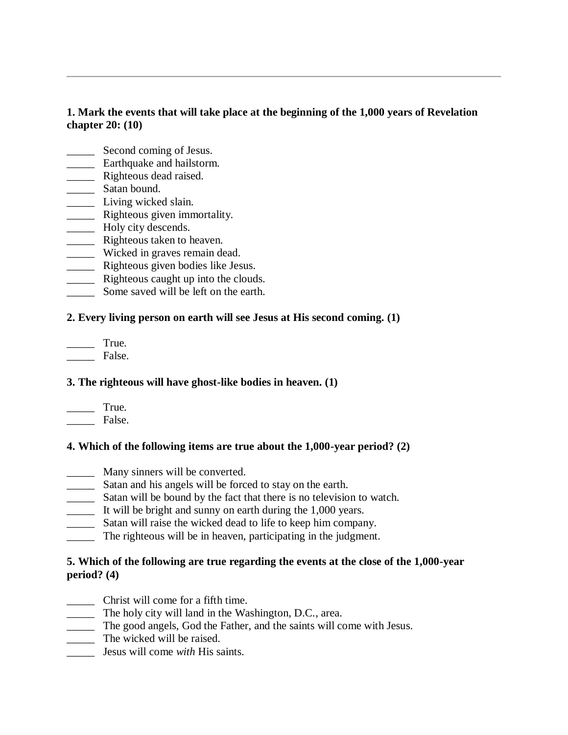---

**1. Mark the events that will take place at the beginning of the 1,000 years of Revelation chapter 20: (10)**

_____ Second coming of Jesus.
_____ Earthquake and hailstorm.
_____ Righteous dead raised.
_____ Satan bound.
_____ Living wicked slain.
_____ Righteous given immortality.
_____ Holy city descends.
_____ Righteous taken to heaven.
_____ Wicked in graves remain dead.
_____ Righteous given bodies like Jesus.
_____ Righteous caught up into the clouds.
_____ Some saved will be left on the earth.

**2. Every living person on earth will see Jesus at His second coming. (1)**

_____ True.
_____ False.

**3. The righteous will have ghost-like bodies in heaven. (1)**

_____ True.
_____ False.

**4. Which of the following items are true about the 1,000-year period? (2)**

_____ Many sinners will be converted.
_____ Satan and his angels will be forced to stay on the earth.
_____ Satan will be bound by the fact that there is no television to watch.
_____ It will be bright and sunny on earth during the 1,000 years.
_____ Satan will raise the wicked dead to life to keep him company.
_____ The righteous will be in heaven, participating in the judgment.

**5. Which of the following are true regarding the events at the close of the 1,000-year period? (4)**

_____ Christ will come for a fifth time.
_____ The holy city will land in the Washington, D.C., area.
_____ The good angels, God the Father, and the saints will come with Jesus.
_____ The wicked will be raised.
_____ Jesus will come *with* His saints.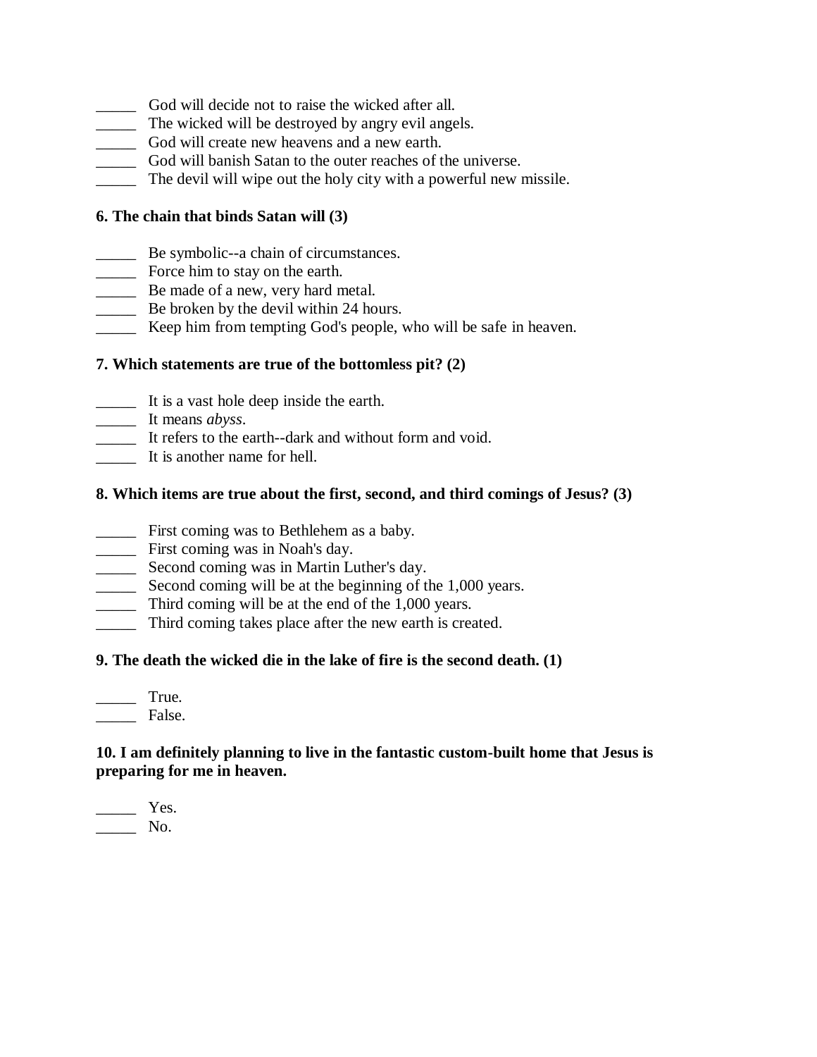_____ God will decide not to raise the wicked after all.
_____ The wicked will be destroyed by angry evil angels.
_____ God will create new heavens and a new earth.
_____ God will banish Satan to the outer reaches of the universe.
_____ The devil will wipe out the holy city with a powerful new missile.

**6. The chain that binds Satan will (3)**

_____ Be symbolic--a chain of circumstances.
_____ Force him to stay on the earth.
_____ Be made of a new, very hard metal.
_____ Be broken by the devil within 24 hours.
_____ Keep him from tempting God's people, who will be safe in heaven.

**7. Which statements are true of the bottomless pit? (2)**

_____ It is a vast hole deep inside the earth.
_____ It means *abyss*.
_____ It refers to the earth--dark and without form and void.
_____ It is another name for hell.

**8. Which items are true about the first, second, and third comings of Jesus? (3)**

_____ First coming was to Bethlehem as a baby.
_____ First coming was in Noah's day.
_____ Second coming was in Martin Luther's day.
_____ Second coming will be at the beginning of the 1,000 years.
_____ Third coming will be at the end of the 1,000 years.
_____ Third coming takes place after the new earth is created.

**9. The death the wicked die in the lake of fire is the second death. (1)**

_____ True.
_____ False.

**10. I am definitely planning to live in the fantastic custom-built home that Jesus is preparing for me in heaven.**

_____ Yes.
_____ No.